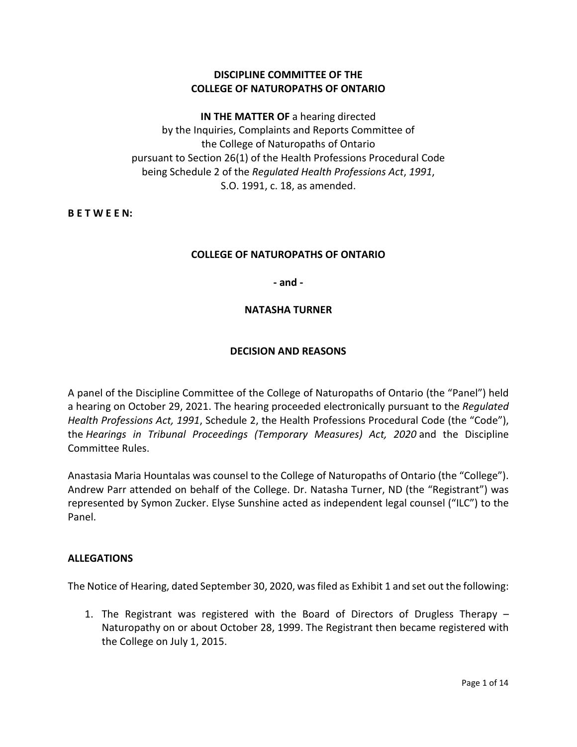**DISCIPLINE COMMITTEE OF THE**
**COLLEGE OF NATUROPATHS OF ONTARIO**

**IN THE MATTER OF** a hearing directed
by the Inquiries, Complaints and Reports Committee of
the College of Naturopaths of Ontario
pursuant to Section 26(1) of the Health Professions Procedural Code
being Schedule 2 of the *Regulated Health Professions Act*, *1991*,
S.O. 1991, c. 18, as amended.

**B E T W E E N:**

**COLLEGE OF NATUROPATHS OF ONTARIO**

**- and -**

**NATASHA TURNER**

**DECISION AND REASONS**

A panel of the Discipline Committee of the College of Naturopaths of Ontario (the "Panel") held a hearing on October 29, 2021. The hearing proceeded electronically pursuant to the *Regulated Health Professions Act, 1991*, Schedule 2, the Health Professions Procedural Code (the "Code"), the *Hearings in Tribunal Proceedings (Temporary Measures) Act, 2020* and the Discipline Committee Rules.

Anastasia Maria Hountalas was counsel to the College of Naturopaths of Ontario (the "College"). Andrew Parr attended on behalf of the College. Dr. Natasha Turner, ND (the "Registrant") was represented by Symon Zucker. Elyse Sunshine acted as independent legal counsel ("ILC") to the Panel.

## ALLEGATIONS

The Notice of Hearing, dated September 30, 2020, was filed as Exhibit 1 and set out the following:

1. The Registrant was registered with the Board of Directors of Drugless Therapy – Naturopathy on or about October 28, 1999. The Registrant then became registered with the College on July 1, 2015.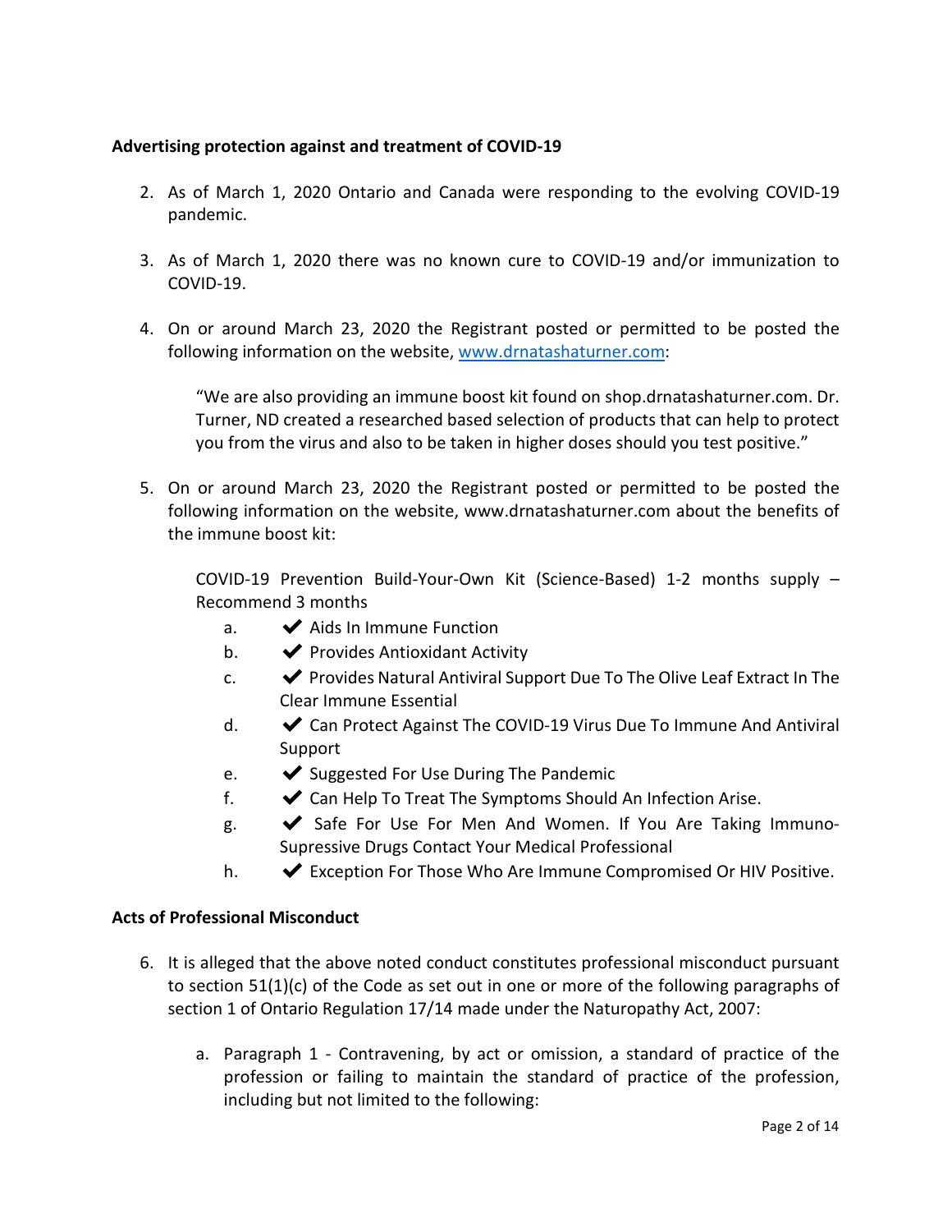**Advertising protection against and treatment of COVID-19**

2. As of March 1, 2020 Ontario and Canada were responding to the evolving COVID-19 pandemic.

3. As of March 1, 2020 there was no known cure to COVID-19 and/or immunization to COVID-19.

4. On or around March 23, 2020 the Registrant posted or permitted to be posted the following information on the website, www.drnatashaturner.com:

   "We are also providing an immune boost kit found on shop.drnatashaturner.com. Dr. Turner, ND created a researched based selection of products that can help to protect you from the virus and also to be taken in higher doses should you test positive."

5. On or around March 23, 2020 the Registrant posted or permitted to be posted the following information on the website, www.drnatashaturner.com about the benefits of the immune boost kit:

   COVID-19 Prevention Build-Your-Own Kit (Science-Based) 1-2 months supply – Recommend 3 months

   a. ✔ Aids In Immune Function
   b. ✔ Provides Antioxidant Activity
   c. ✔ Provides Natural Antiviral Support Due To The Olive Leaf Extract In The Clear Immune Essential
   d. ✔ Can Protect Against The COVID-19 Virus Due To Immune And Antiviral Support
   e. ✔ Suggested For Use During The Pandemic
   f. ✔ Can Help To Treat The Symptoms Should An Infection Arise.
   g. ✔ Safe For Use For Men And Women. If You Are Taking Immuno-Supressive Drugs Contact Your Medical Professional
   h. ✔ Exception For Those Who Are Immune Compromised Or HIV Positive.

**Acts of Professional Misconduct**

6. It is alleged that the above noted conduct constitutes professional misconduct pursuant to section 51(1)(c) of the Code as set out in one or more of the following paragraphs of section 1 of Ontario Regulation 17/14 made under the Naturopathy Act, 2007:

   a. Paragraph 1 - Contravening, by act or omission, a standard of practice of the profession or failing to maintain the standard of practice of the profession, including but not limited to the following: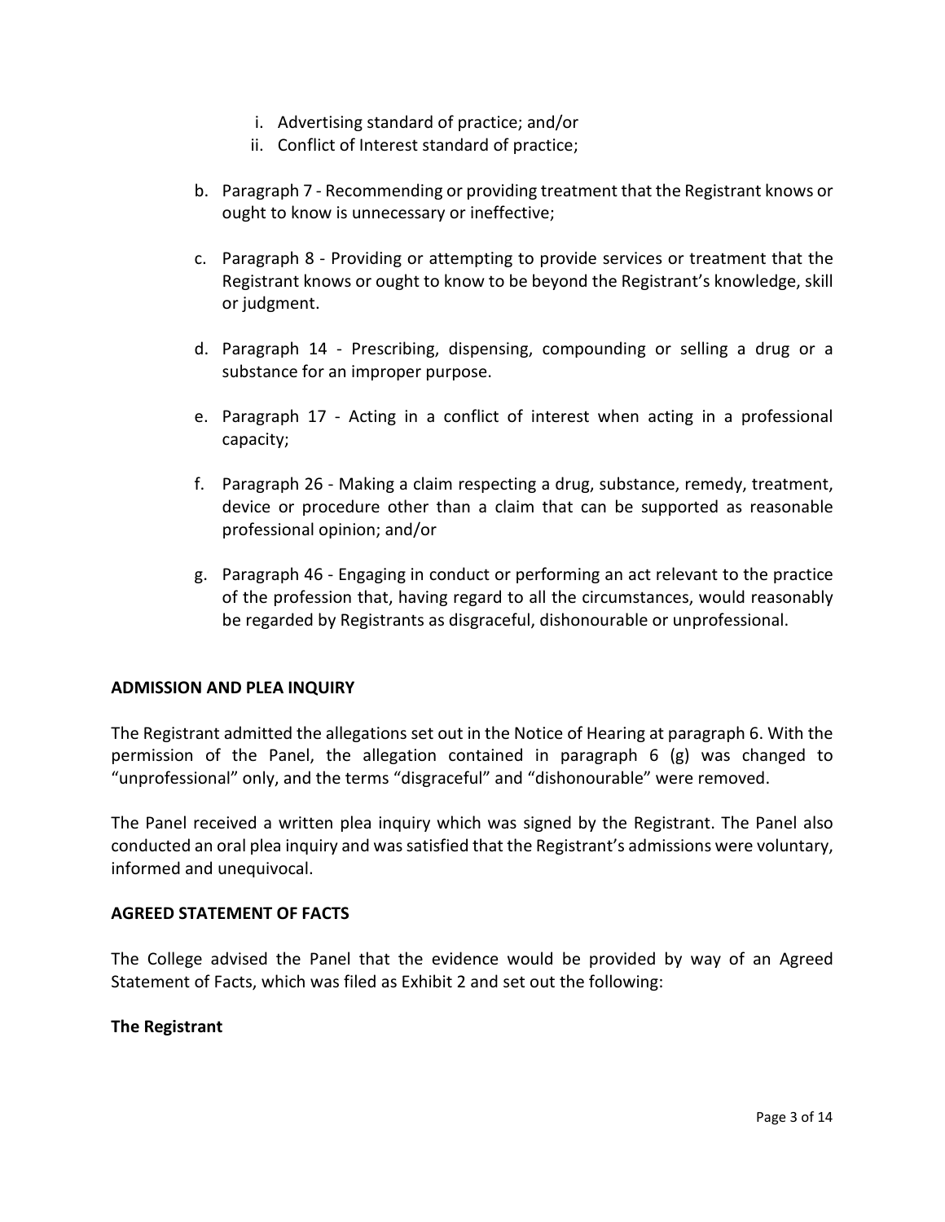i. Advertising standard of practice; and/or
   ii. Conflict of Interest standard of practice;

b. Paragraph 7 - Recommending or providing treatment that the Registrant knows or ought to know is unnecessary or ineffective;

c. Paragraph 8 - Providing or attempting to provide services or treatment that the Registrant knows or ought to know to be beyond the Registrant's knowledge, skill or judgment.

d. Paragraph 14 - Prescribing, dispensing, compounding or selling a drug or a substance for an improper purpose.

e. Paragraph 17 - Acting in a conflict of interest when acting in a professional capacity;

f. Paragraph 26 - Making a claim respecting a drug, substance, remedy, treatment, device or procedure other than a claim that can be supported as reasonable professional opinion; and/or

g. Paragraph 46 - Engaging in conduct or performing an act relevant to the practice of the profession that, having regard to all the circumstances, would reasonably be regarded by Registrants as disgraceful, dishonourable or unprofessional.

**ADMISSION AND PLEA INQUIRY**

The Registrant admitted the allegations set out in the Notice of Hearing at paragraph 6. With the permission of the Panel, the allegation contained in paragraph 6 (g) was changed to "unprofessional" only, and the terms "disgraceful" and "dishonourable" were removed.

The Panel received a written plea inquiry which was signed by the Registrant. The Panel also conducted an oral plea inquiry and was satisfied that the Registrant's admissions were voluntary, informed and unequivocal.

**AGREED STATEMENT OF FACTS**

The College advised the Panel that the evidence would be provided by way of an Agreed Statement of Facts, which was filed as Exhibit 2 and set out the following:

**The Registrant**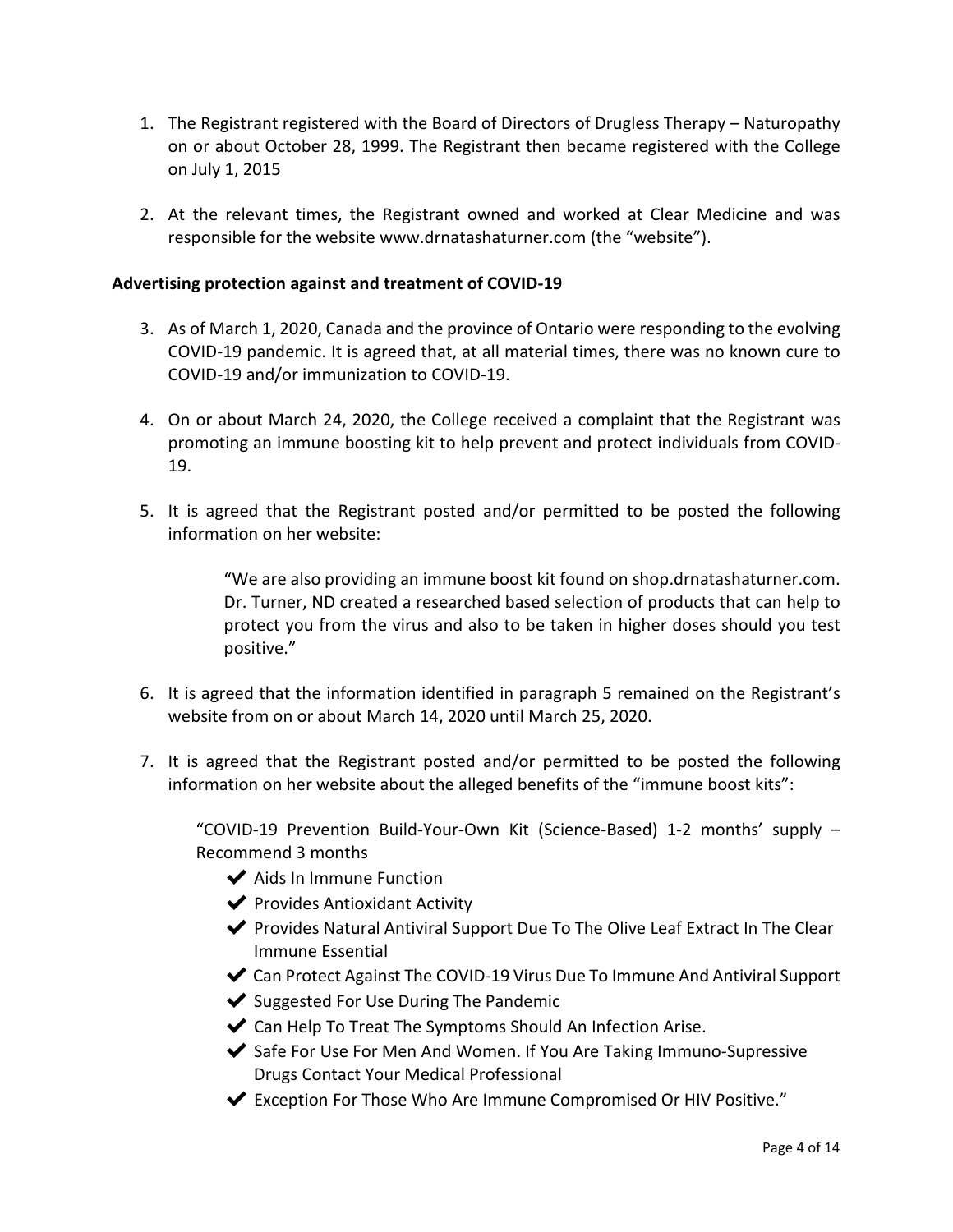1. The Registrant registered with the Board of Directors of Drugless Therapy – Naturopathy on or about October 28, 1999. The Registrant then became registered with the College on July 1, 2015

2. At the relevant times, the Registrant owned and worked at Clear Medicine and was responsible for the website www.drnatashaturner.com (the "website").

**Advertising protection against and treatment of COVID-19**

3. As of March 1, 2020, Canada and the province of Ontario were responding to the evolving COVID-19 pandemic. It is agreed that, at all material times, there was no known cure to COVID-19 and/or immunization to COVID-19.

4. On or about March 24, 2020, the College received a complaint that the Registrant was promoting an immune boosting kit to help prevent and protect individuals from COVID-19.

5. It is agreed that the Registrant posted and/or permitted to be posted the following information on her website:

   > "We are also providing an immune boost kit found on shop.drnatashaturner.com. Dr. Turner, ND created a researched based selection of products that can help to protect you from the virus and also to be taken in higher doses should you test positive."

6. It is agreed that the information identified in paragraph 5 remained on the Registrant's website from on or about March 14, 2020 until March 25, 2020.

7. It is agreed that the Registrant posted and/or permitted to be posted the following information on her website about the alleged benefits of the "immune boost kits":

   "COVID-19 Prevention Build-Your-Own Kit (Science-Based) 1-2 months' supply – Recommend 3 months

   - ✔ Aids In Immune Function
   - ✔ Provides Antioxidant Activity
   - ✔ Provides Natural Antiviral Support Due To The Olive Leaf Extract In The Clear Immune Essential
   - ✔ Can Protect Against The COVID-19 Virus Due To Immune And Antiviral Support
   - ✔ Suggested For Use During The Pandemic
   - ✔ Can Help To Treat The Symptoms Should An Infection Arise.
   - ✔ Safe For Use For Men And Women. If You Are Taking Immuno-Supressive Drugs Contact Your Medical Professional
   - ✔ Exception For Those Who Are Immune Compromised Or HIV Positive."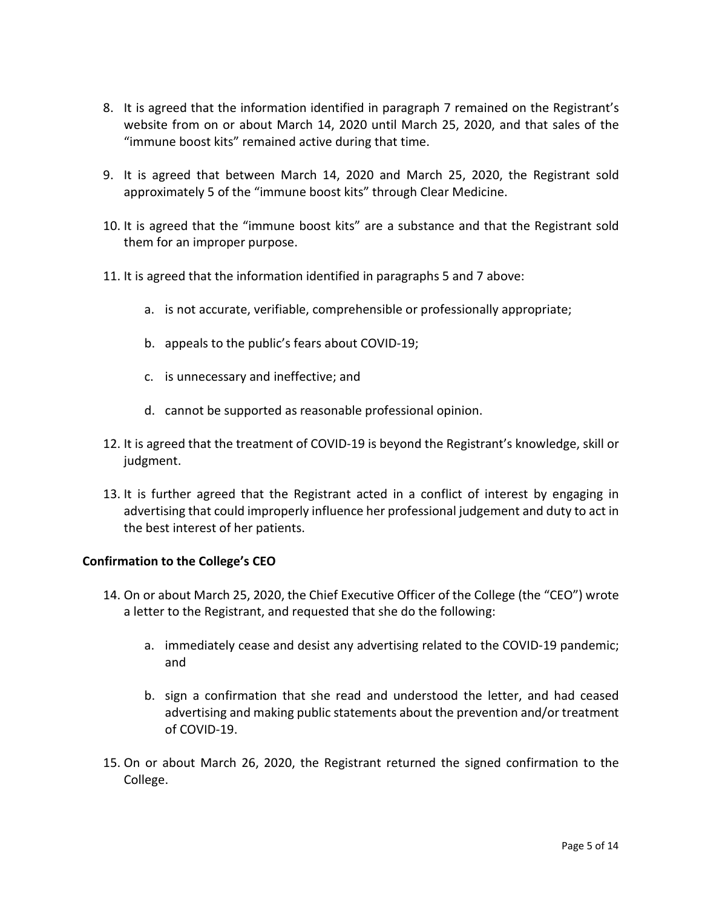8. It is agreed that the information identified in paragraph 7 remained on the Registrant's website from on or about March 14, 2020 until March 25, 2020, and that sales of the "immune boost kits" remained active during that time.

9. It is agreed that between March 14, 2020 and March 25, 2020, the Registrant sold approximately 5 of the "immune boost kits" through Clear Medicine.

10. It is agreed that the "immune boost kits" are a substance and that the Registrant sold them for an improper purpose.

11. It is agreed that the information identified in paragraphs 5 and 7 above:

    a. is not accurate, verifiable, comprehensible or professionally appropriate;

    b. appeals to the public's fears about COVID-19;

    c. is unnecessary and ineffective; and

    d. cannot be supported as reasonable professional opinion.

12. It is agreed that the treatment of COVID-19 is beyond the Registrant's knowledge, skill or judgment.

13. It is further agreed that the Registrant acted in a conflict of interest by engaging in advertising that could improperly influence her professional judgement and duty to act in the best interest of her patients.

**Confirmation to the College's CEO**

14. On or about March 25, 2020, the Chief Executive Officer of the College (the "CEO") wrote a letter to the Registrant, and requested that she do the following:

    a. immediately cease and desist any advertising related to the COVID-19 pandemic; and

    b. sign a confirmation that she read and understood the letter, and had ceased advertising and making public statements about the prevention and/or treatment of COVID-19.

15. On or about March 26, 2020, the Registrant returned the signed confirmation to the College.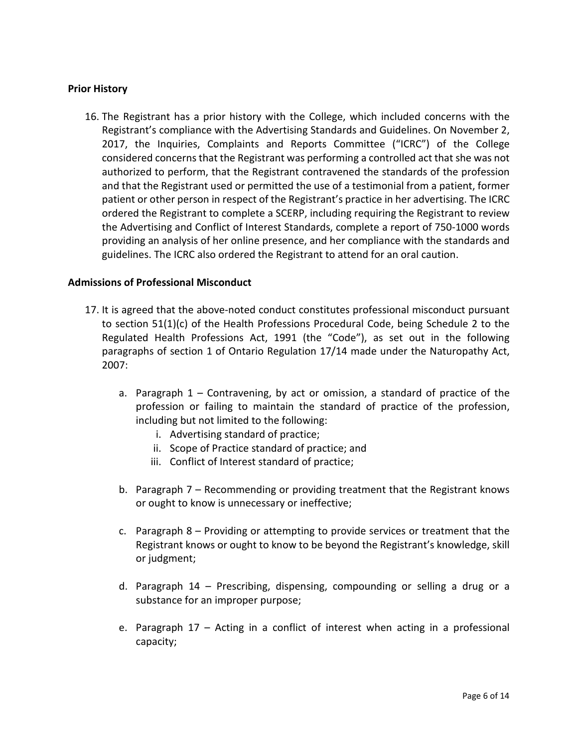**Prior History**

16. The Registrant has a prior history with the College, which included concerns with the Registrant's compliance with the Advertising Standards and Guidelines. On November 2, 2017, the Inquiries, Complaints and Reports Committee ("ICRC") of the College considered concerns that the Registrant was performing a controlled act that she was not authorized to perform, that the Registrant contravened the standards of the profession and that the Registrant used or permitted the use of a testimonial from a patient, former patient or other person in respect of the Registrant's practice in her advertising. The ICRC ordered the Registrant to complete a SCERP, including requiring the Registrant to review the Advertising and Conflict of Interest Standards, complete a report of 750-1000 words providing an analysis of her online presence, and her compliance with the standards and guidelines. The ICRC also ordered the Registrant to attend for an oral caution.

**Admissions of Professional Misconduct**

17. It is agreed that the above-noted conduct constitutes professional misconduct pursuant to section 51(1)(c) of the Health Professions Procedural Code, being Schedule 2 to the Regulated Health Professions Act, 1991 (the "Code"), as set out in the following paragraphs of section 1 of Ontario Regulation 17/14 made under the Naturopathy Act, 2007:

    a. Paragraph 1 – Contravening, by act or omission, a standard of practice of the profession or failing to maintain the standard of practice of the profession, including but not limited to the following:
        i. Advertising standard of practice;
        ii. Scope of Practice standard of practice; and
        iii. Conflict of Interest standard of practice;

    b. Paragraph 7 – Recommending or providing treatment that the Registrant knows or ought to know is unnecessary or ineffective;

    c. Paragraph 8 – Providing or attempting to provide services or treatment that the Registrant knows or ought to know to be beyond the Registrant's knowledge, skill or judgment;

    d. Paragraph 14 – Prescribing, dispensing, compounding or selling a drug or a substance for an improper purpose;

    e. Paragraph 17 – Acting in a conflict of interest when acting in a professional capacity;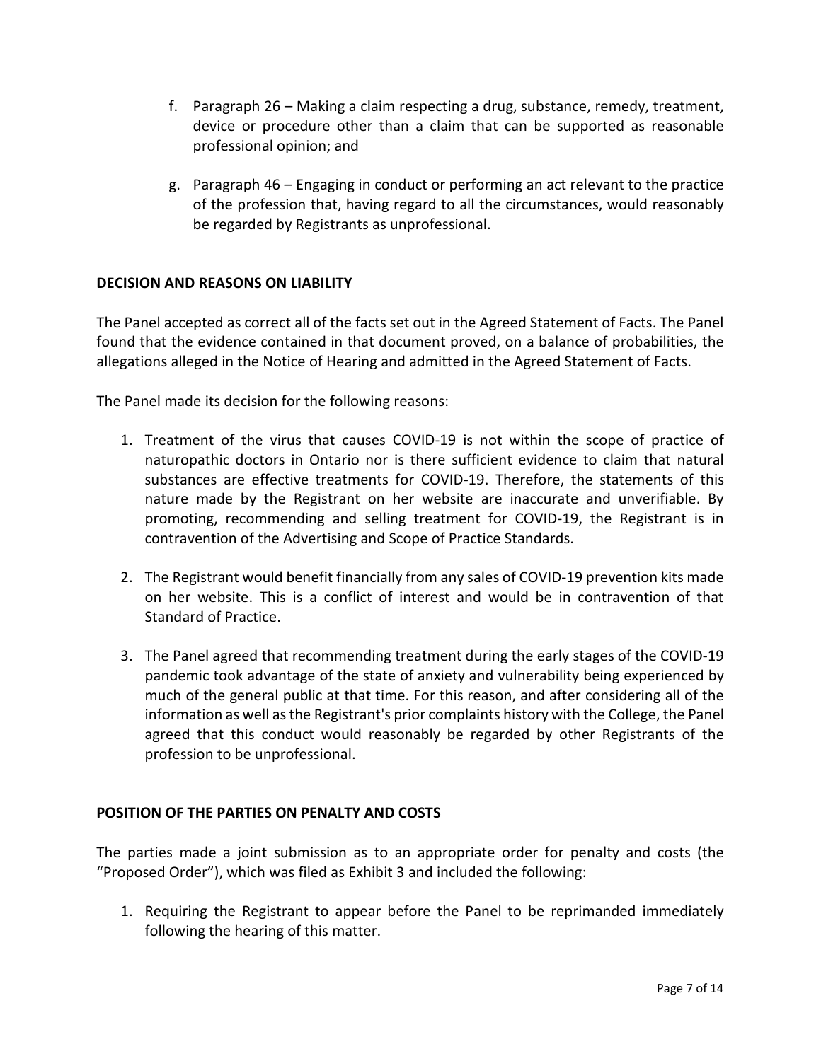f. Paragraph 26 – Making a claim respecting a drug, substance, remedy, treatment, device or procedure other than a claim that can be supported as reasonable professional opinion; and

g. Paragraph 46 – Engaging in conduct or performing an act relevant to the practice of the profession that, having regard to all the circumstances, would reasonably be regarded by Registrants as unprofessional.

## DECISION AND REASONS ON LIABILITY

The Panel accepted as correct all of the facts set out in the Agreed Statement of Facts. The Panel found that the evidence contained in that document proved, on a balance of probabilities, the allegations alleged in the Notice of Hearing and admitted in the Agreed Statement of Facts.

The Panel made its decision for the following reasons:

1. Treatment of the virus that causes COVID-19 is not within the scope of practice of naturopathic doctors in Ontario nor is there sufficient evidence to claim that natural substances are effective treatments for COVID-19. Therefore, the statements of this nature made by the Registrant on her website are inaccurate and unverifiable. By promoting, recommending and selling treatment for COVID-19, the Registrant is in contravention of the Advertising and Scope of Practice Standards.

2. The Registrant would benefit financially from any sales of COVID-19 prevention kits made on her website. This is a conflict of interest and would be in contravention of that Standard of Practice.

3. The Panel agreed that recommending treatment during the early stages of the COVID-19 pandemic took advantage of the state of anxiety and vulnerability being experienced by much of the general public at that time. For this reason, and after considering all of the information as well as the Registrant's prior complaints history with the College, the Panel agreed that this conduct would reasonably be regarded by other Registrants of the profession to be unprofessional.

## POSITION OF THE PARTIES ON PENALTY AND COSTS

The parties made a joint submission as to an appropriate order for penalty and costs (the "Proposed Order"), which was filed as Exhibit 3 and included the following:

1. Requiring the Registrant to appear before the Panel to be reprimanded immediately following the hearing of this matter.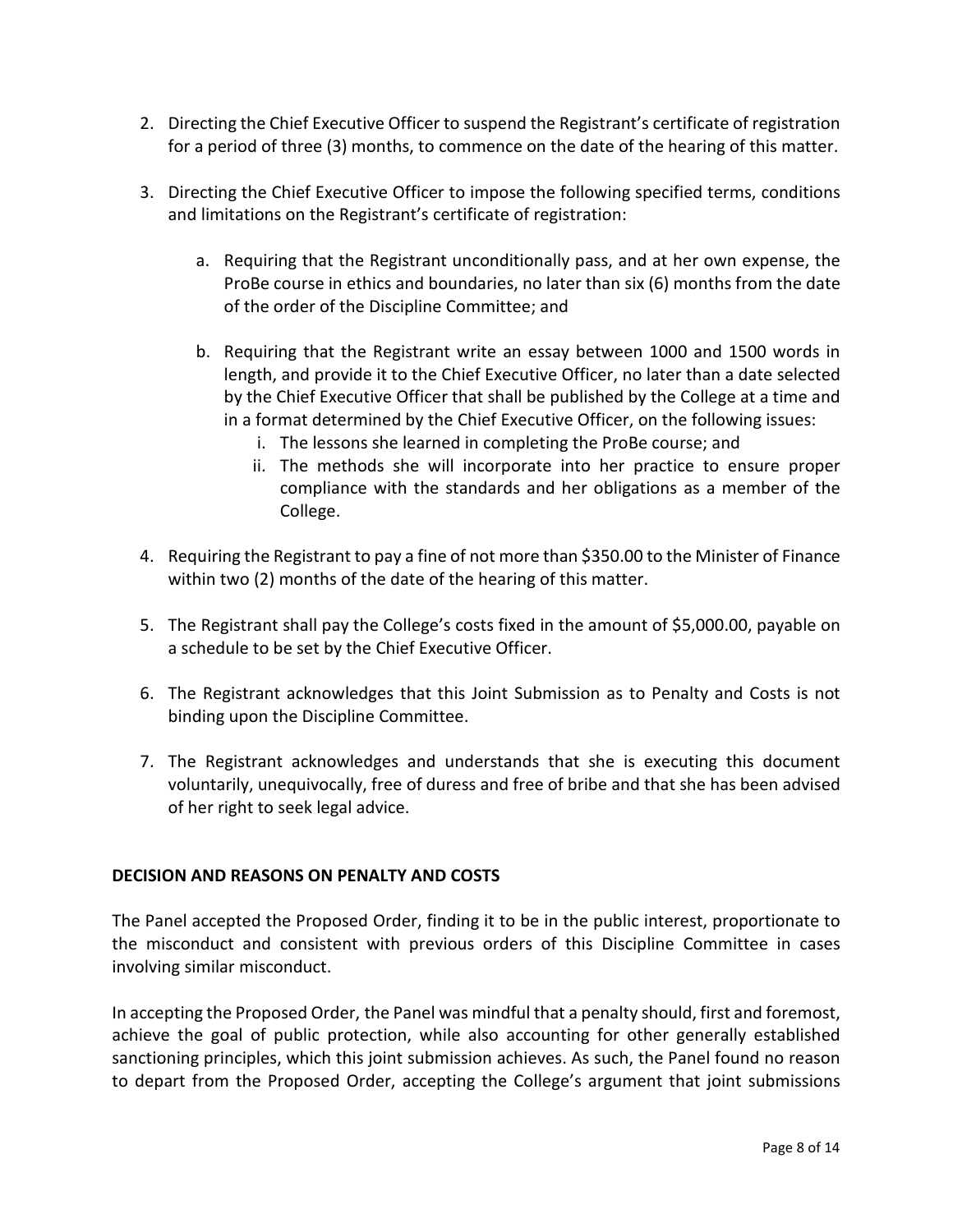2. Directing the Chief Executive Officer to suspend the Registrant's certificate of registration for a period of three (3) months, to commence on the date of the hearing of this matter.

3. Directing the Chief Executive Officer to impose the following specified terms, conditions and limitations on the Registrant's certificate of registration:

   a. Requiring that the Registrant unconditionally pass, and at her own expense, the ProBe course in ethics and boundaries, no later than six (6) months from the date of the order of the Discipline Committee; and

   b. Requiring that the Registrant write an essay between 1000 and 1500 words in length, and provide it to the Chief Executive Officer, no later than a date selected by the Chief Executive Officer that shall be published by the College at a time and in a format determined by the Chief Executive Officer, on the following issues:
      i. The lessons she learned in completing the ProBe course; and
      ii. The methods she will incorporate into her practice to ensure proper compliance with the standards and her obligations as a member of the College.

4. Requiring the Registrant to pay a fine of not more than $350.00 to the Minister of Finance within two (2) months of the date of the hearing of this matter.

5. The Registrant shall pay the College's costs fixed in the amount of $5,000.00, payable on a schedule to be set by the Chief Executive Officer.

6. The Registrant acknowledges that this Joint Submission as to Penalty and Costs is not binding upon the Discipline Committee.

7. The Registrant acknowledges and understands that she is executing this document voluntarily, unequivocally, free of duress and free of bribe and that she has been advised of her right to seek legal advice.

## DECISION AND REASONS ON PENALTY AND COSTS

The Panel accepted the Proposed Order, finding it to be in the public interest, proportionate to the misconduct and consistent with previous orders of this Discipline Committee in cases involving similar misconduct.

In accepting the Proposed Order, the Panel was mindful that a penalty should, first and foremost, achieve the goal of public protection, while also accounting for other generally established sanctioning principles, which this joint submission achieves. As such, the Panel found no reason to depart from the Proposed Order, accepting the College's argument that joint submissions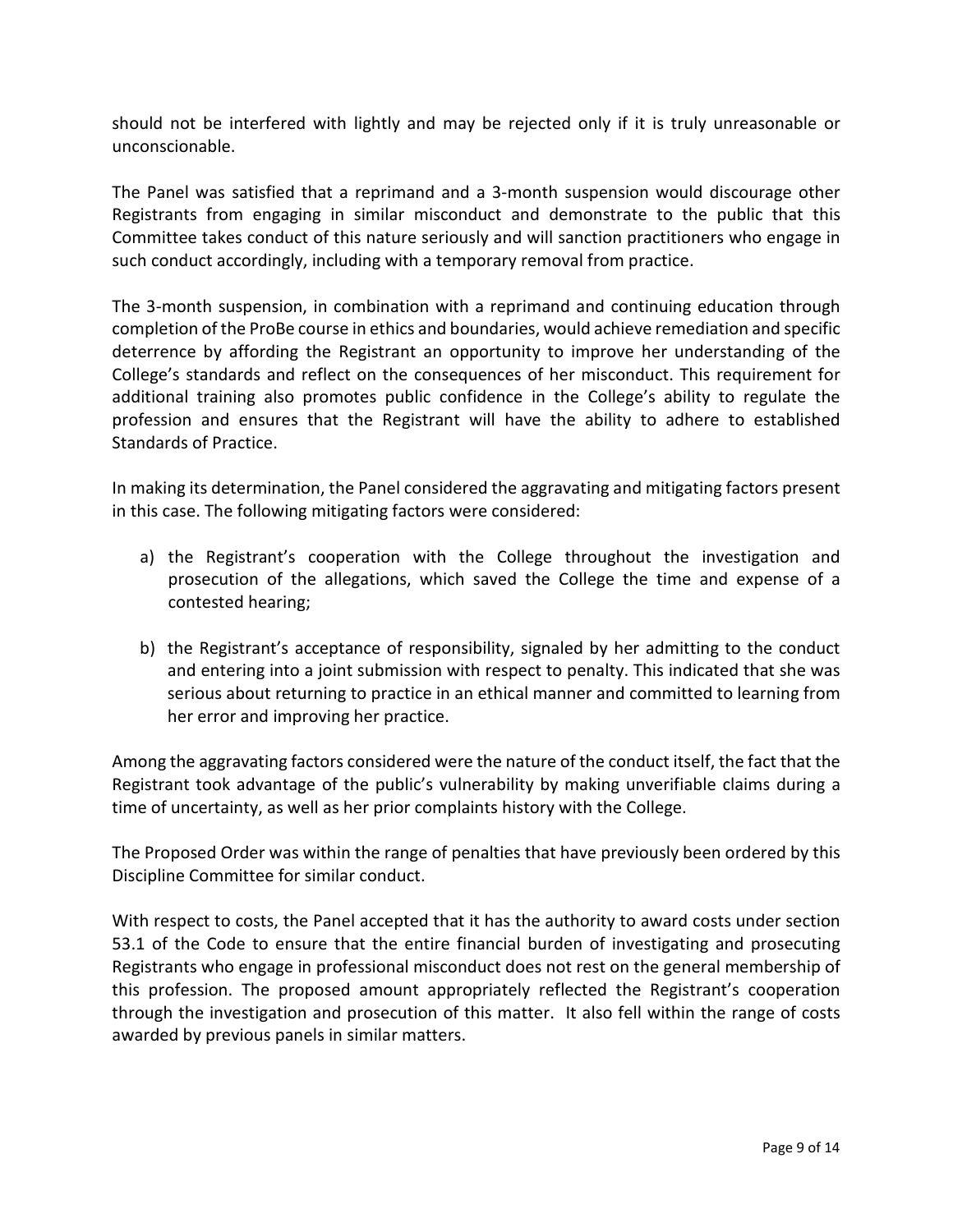should not be interfered with lightly and may be rejected only if it is truly unreasonable or unconscionable.

The Panel was satisfied that a reprimand and a 3-month suspension would discourage other Registrants from engaging in similar misconduct and demonstrate to the public that this Committee takes conduct of this nature seriously and will sanction practitioners who engage in such conduct accordingly, including with a temporary removal from practice.

The 3-month suspension, in combination with a reprimand and continuing education through completion of the ProBe course in ethics and boundaries, would achieve remediation and specific deterrence by affording the Registrant an opportunity to improve her understanding of the College's standards and reflect on the consequences of her misconduct. This requirement for additional training also promotes public confidence in the College's ability to regulate the profession and ensures that the Registrant will have the ability to adhere to established Standards of Practice.

In making its determination, the Panel considered the aggravating and mitigating factors present in this case. The following mitigating factors were considered:

a) the Registrant's cooperation with the College throughout the investigation and prosecution of the allegations, which saved the College the time and expense of a contested hearing;

b) the Registrant's acceptance of responsibility, signaled by her admitting to the conduct and entering into a joint submission with respect to penalty. This indicated that she was serious about returning to practice in an ethical manner and committed to learning from her error and improving her practice.

Among the aggravating factors considered were the nature of the conduct itself, the fact that the Registrant took advantage of the public's vulnerability by making unverifiable claims during a time of uncertainty, as well as her prior complaints history with the College.

The Proposed Order was within the range of penalties that have previously been ordered by this Discipline Committee for similar conduct.

With respect to costs, the Panel accepted that it has the authority to award costs under section 53.1 of the Code to ensure that the entire financial burden of investigating and prosecuting Registrants who engage in professional misconduct does not rest on the general membership of this profession. The proposed amount appropriately reflected the Registrant's cooperation through the investigation and prosecution of this matter. It also fell within the range of costs awarded by previous panels in similar matters.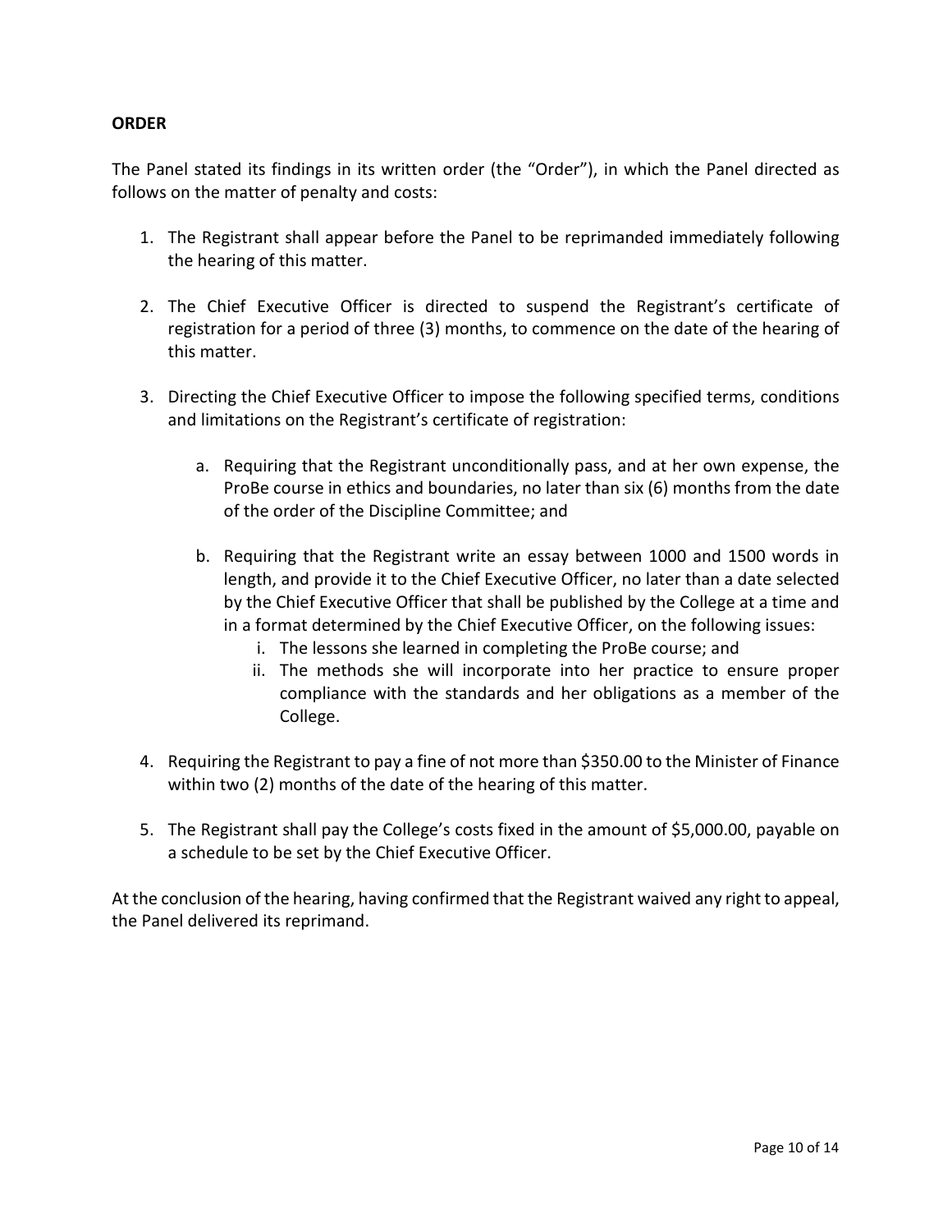**ORDER**

The Panel stated its findings in its written order (the "Order"), in which the Panel directed as follows on the matter of penalty and costs:

1. The Registrant shall appear before the Panel to be reprimanded immediately following the hearing of this matter.

2. The Chief Executive Officer is directed to suspend the Registrant's certificate of registration for a period of three (3) months, to commence on the date of the hearing of this matter.

3. Directing the Chief Executive Officer to impose the following specified terms, conditions and limitations on the Registrant's certificate of registration:

   a. Requiring that the Registrant unconditionally pass, and at her own expense, the ProBe course in ethics and boundaries, no later than six (6) months from the date of the order of the Discipline Committee; and

   b. Requiring that the Registrant write an essay between 1000 and 1500 words in length, and provide it to the Chief Executive Officer, no later than a date selected by the Chief Executive Officer that shall be published by the College at a time and in a format determined by the Chief Executive Officer, on the following issues:
      1. The lessons she learned in completing the ProBe course; and
      2. The methods she will incorporate into her practice to ensure proper compliance with the standards and her obligations as a member of the College.

4. Requiring the Registrant to pay a fine of not more than $350.00 to the Minister of Finance within two (2) months of the date of the hearing of this matter.

5. The Registrant shall pay the College's costs fixed in the amount of $5,000.00, payable on a schedule to be set by the Chief Executive Officer.

At the conclusion of the hearing, having confirmed that the Registrant waived any right to appeal, the Panel delivered its reprimand.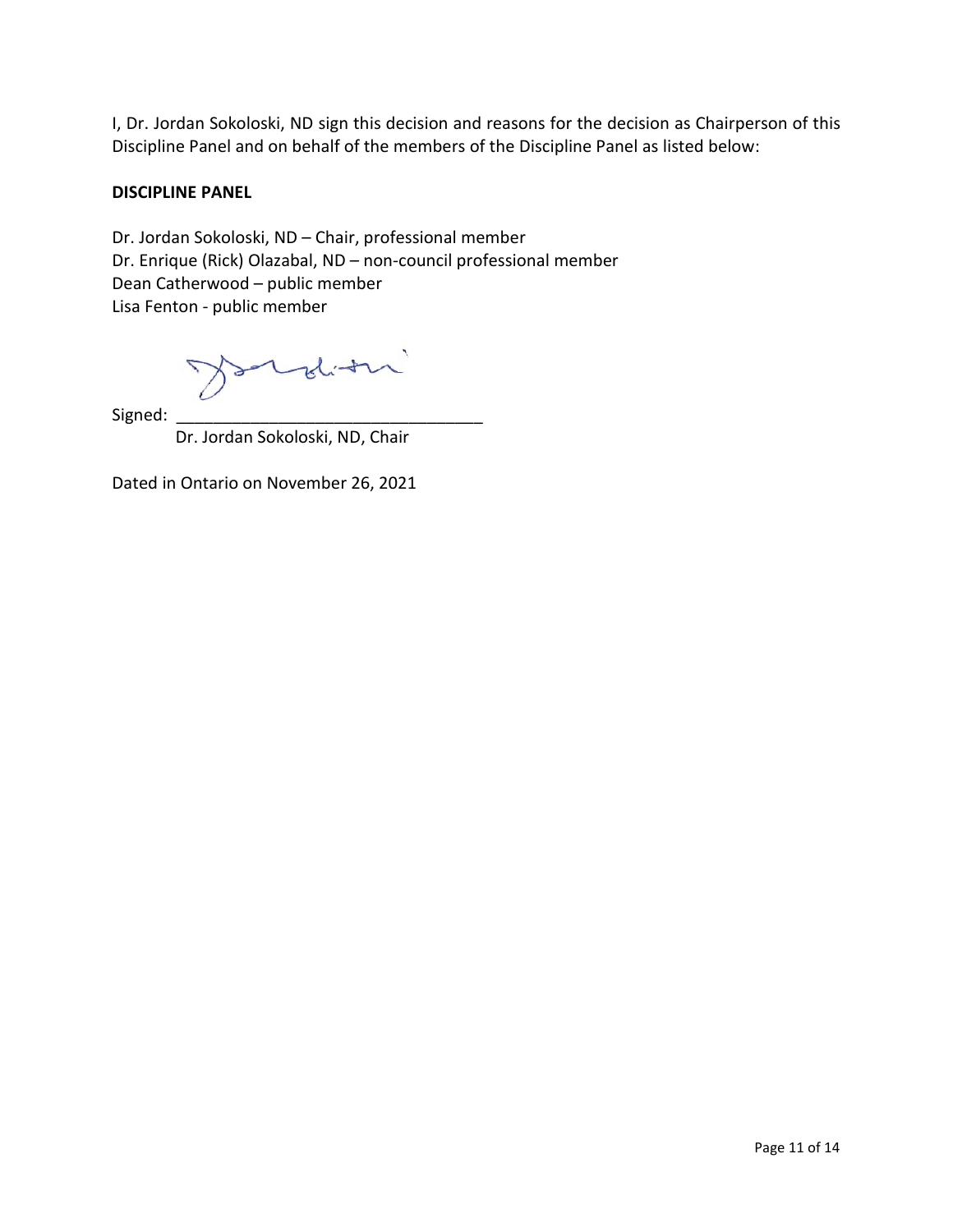I, Dr. Jordan Sokoloski, ND sign this decision and reasons for the decision as Chairperson of this Discipline Panel and on behalf of the members of the Discipline Panel as listed below:

**DISCIPLINE PANEL**

Dr. Jordan Sokoloski, ND – Chair, professional member
Dr. Enrique (Rick) Olazabal, ND – non-council professional member
Dean Catherwood – public member
Lisa Fenton - public member

Signed: \_\_\_\_\_\_\_\_\_\_\_\_\_\_\_\_\_\_\_\_\_\_\_\_\_\_\_\_\_\_\_\_
Dr. Jordan Sokoloski, ND, Chair

Dated in Ontario on November 26, 2021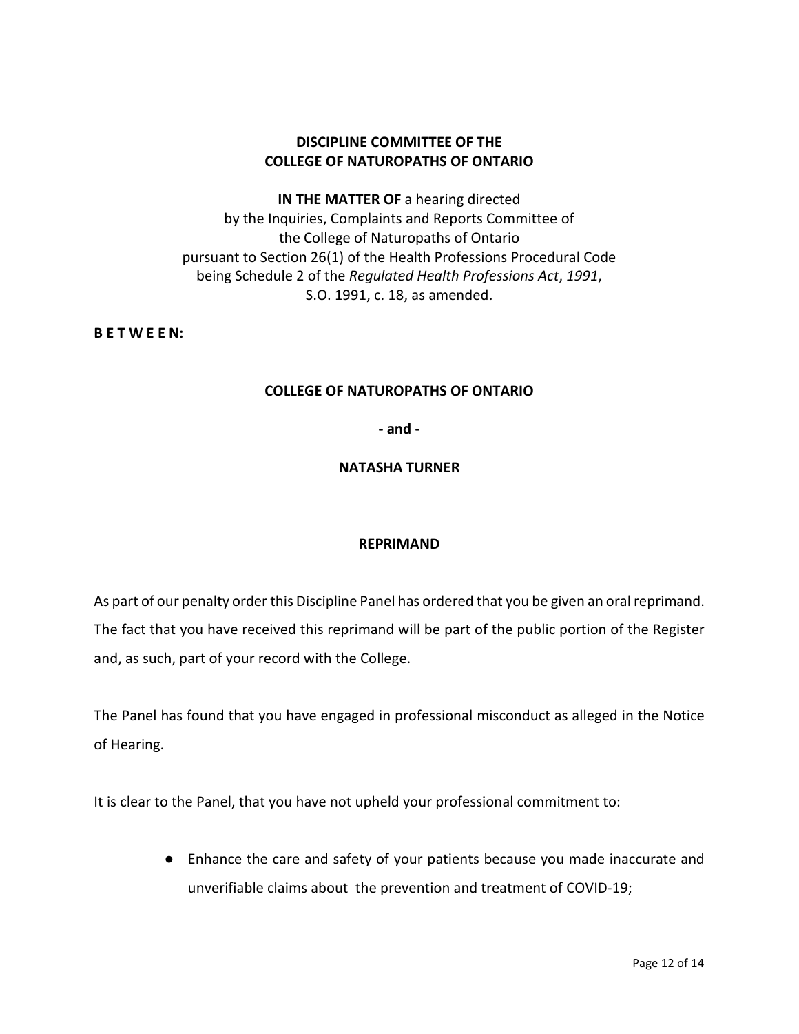**DISCIPLINE COMMITTEE OF THE**
**COLLEGE OF NATUROPATHS OF ONTARIO**

**IN THE MATTER OF** a hearing directed by the Inquiries, Complaints and Reports Committee of the College of Naturopaths of Ontario pursuant to Section 26(1) of the Health Professions Procedural Code being Schedule 2 of the *Regulated Health Professions Act*, *1991*, S.O. 1991, c. 18, as amended.

**B E T W E E N:**

**COLLEGE OF NATUROPATHS OF ONTARIO**

**- and -**

**NATASHA TURNER**

## REPRIMAND

As part of our penalty order this Discipline Panel has ordered that you be given an oral reprimand. The fact that you have received this reprimand will be part of the public portion of the Register and, as such, part of your record with the College.

The Panel has found that you have engaged in professional misconduct as alleged in the Notice of Hearing.

It is clear to the Panel, that you have not upheld your professional commitment to:

- Enhance the care and safety of your patients because you made inaccurate and unverifiable claims about the prevention and treatment of COVID-19;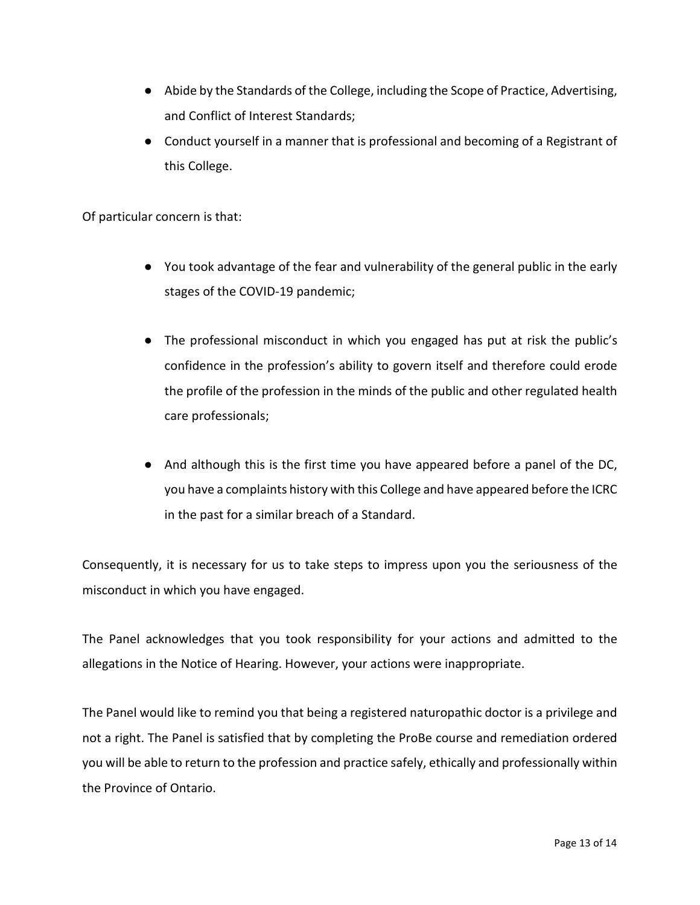- Abide by the Standards of the College, including the Scope of Practice, Advertising, and Conflict of Interest Standards;
- Conduct yourself in a manner that is professional and becoming of a Registrant of this College.

Of particular concern is that:

- You took advantage of the fear and vulnerability of the general public in the early stages of the COVID-19 pandemic;
- The professional misconduct in which you engaged has put at risk the public's confidence in the profession's ability to govern itself and therefore could erode the profile of the profession in the minds of the public and other regulated health care professionals;
- And although this is the first time you have appeared before a panel of the DC, you have a complaints history with this College and have appeared before the ICRC in the past for a similar breach of a Standard.

Consequently, it is necessary for us to take steps to impress upon you the seriousness of the misconduct in which you have engaged.

The Panel acknowledges that you took responsibility for your actions and admitted to the allegations in the Notice of Hearing. However, your actions were inappropriate.

The Panel would like to remind you that being a registered naturopathic doctor is a privilege and not a right. The Panel is satisfied that by completing the ProBe course and remediation ordered you will be able to return to the profession and practice safely, ethically and professionally within the Province of Ontario.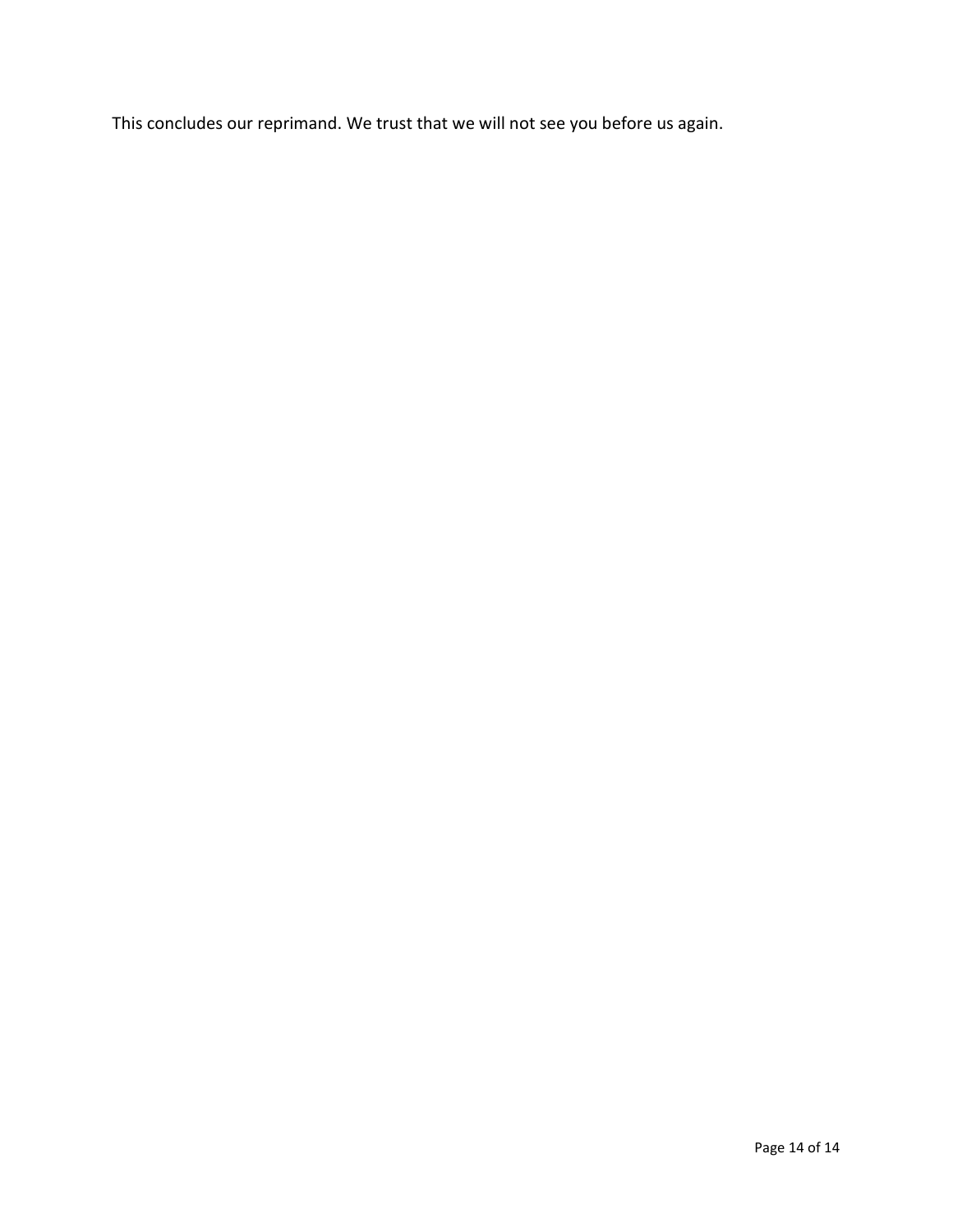This concludes our reprimand. We trust that we will not see you before us again.